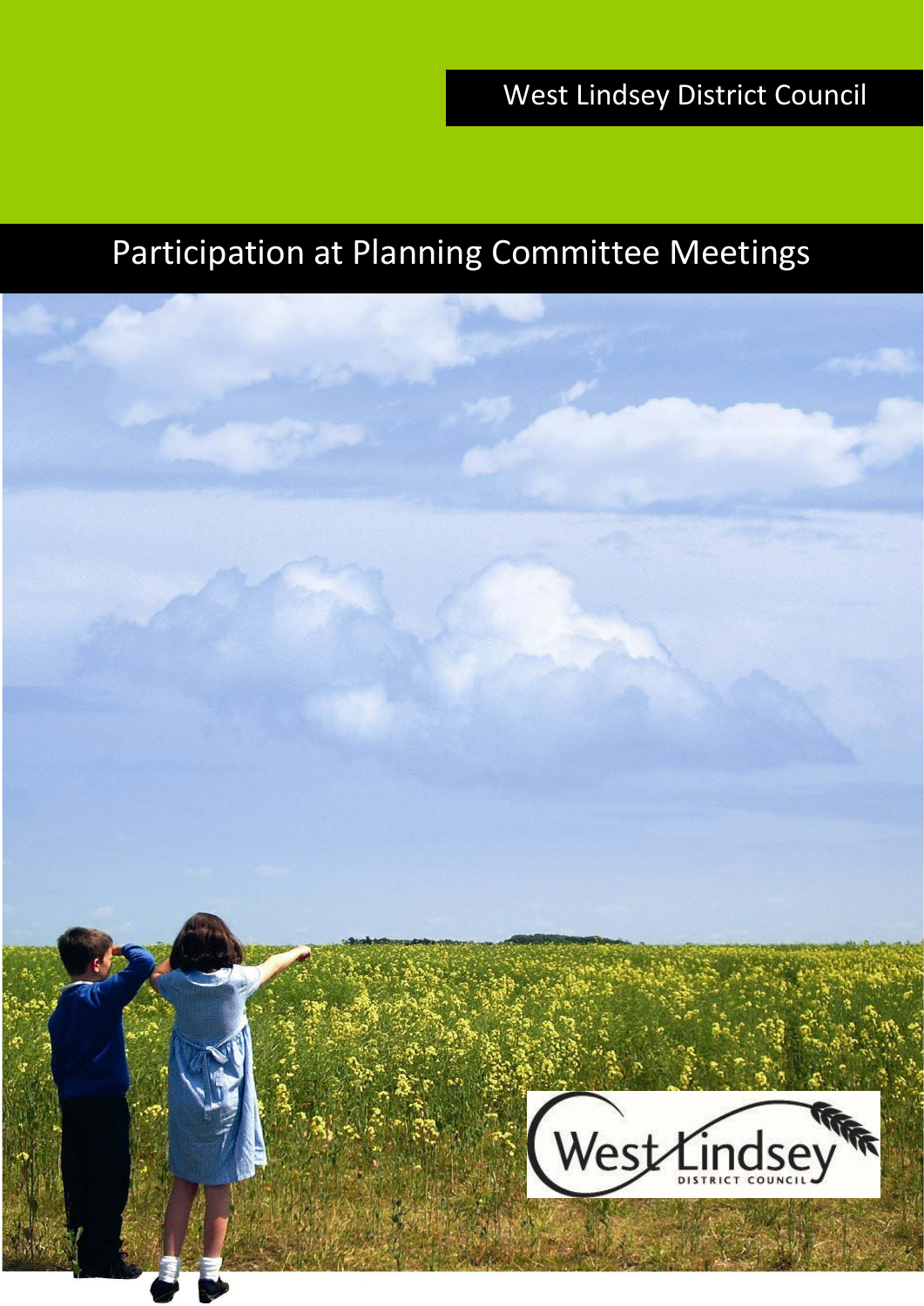West Lindsey District Council

# Participation at Planning Committee Meetings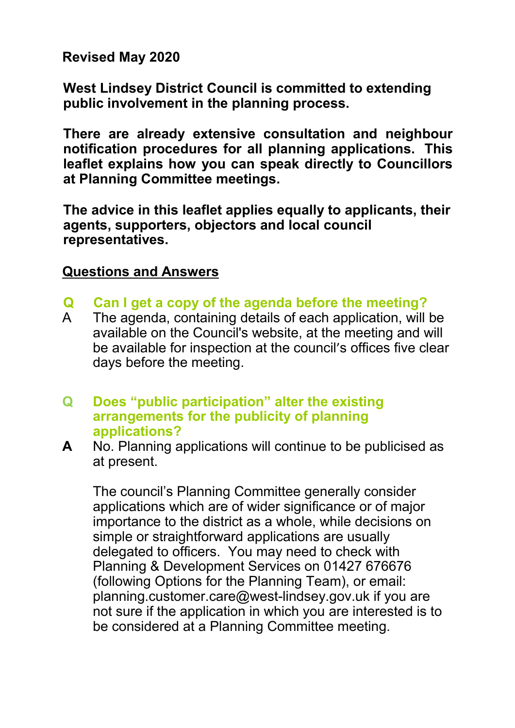**Revised May 2020**

**West Lindsey District Council is committed to extending public involvement in the planning process.**

**There are already extensive consultation and neighbour notification procedures for all planning applications. This leaflet explains how you can speak directly to Councillors at Planning Committee meetings.**

**The advice in this leaflet applies equally to applicants, their agents, supporters, objectors and local council representatives.**

## Questions and Answers

**Q Can I get a copy of the agenda before the meeting?**

A The agenda, containing details of each application, will be available on the Council's website, at the meeting and will be available for inspection at the council's offices five clear days before the meeting.

**Q Does "public participation" alter the existing arrangements for the publicity of planning applications?**

**A** No. Planning applications will continue to be publicised as at present.

The council's Planning Committee generally consider applications which are of wider significance or of major importance to the district as a whole, while decisions on simple or straightforward applications are usually delegated to officers. You may need to check with Planning & Development Services on 01427 676676 (following Options for the Planning Team), or email: planning.customer.care@west-lindsey.gov.uk if you are not sure if the application in which you are interested is to be considered at a Planning Committee meeting.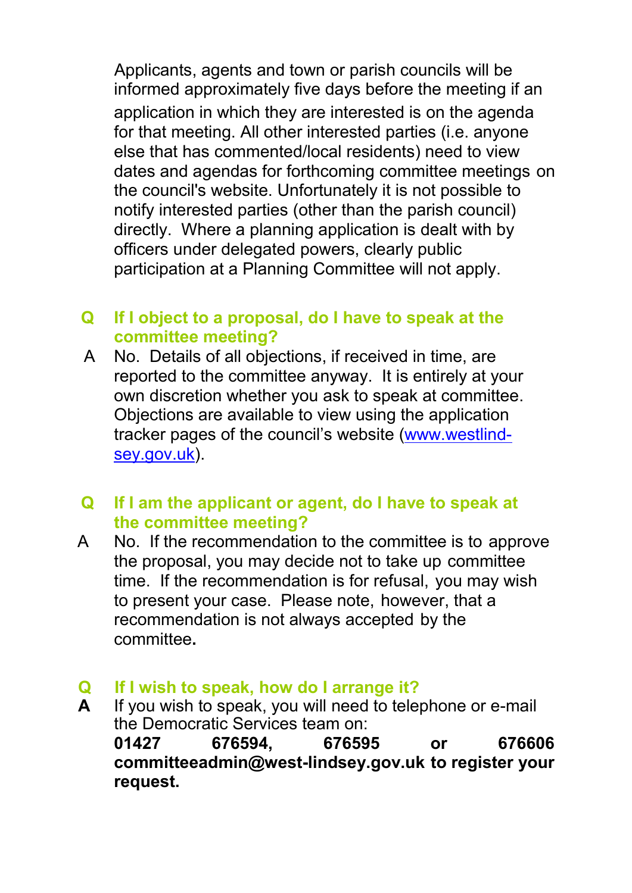Applicants, agents and town or parish councils will be informed approximately five days before the meeting if an application in which they are interested is on the agenda for that meeting. All other interested parties (i.e. anyone else that has commented/local residents) need to view dates and agendas for forthcoming committee meetings on the council's website. Unfortunately it is not possible to notify interested parties (other than the parish council) directly. Where a planning application is dealt with by officers under delegated powers, clearly public participation at a Planning Committee will not apply.

**Q If I object to a proposal, do I have to speak at the committee meeting?**

A No. Details of all objections, if received in time, are reported to the committee anyway. It is entirely at your own discretion whether you ask to speak at committee. Objections are available to view using the application tracker pages of the council's website ([www.westlindsey.gov.uk](http://www.westlindsey.gov.uk)).

**Q If I am the applicant or agent, do I have to speak at the committee meeting?**

A No. If the recommendation to the committee is to approve the proposal, you may decide not to take up committee time. If the recommendation is for refusal, you may wish to present your case. Please note, however, that a recommendation is not always accepted by the committee.

**Q If I wish to speak, how do I arrange it?**

**A** If you wish to speak, you will need to telephone or e-mail the Democratic Services team on: **01427 676594, 676595 or 676606 committeeadmin@west-lindsey.gov.uk to register your request.**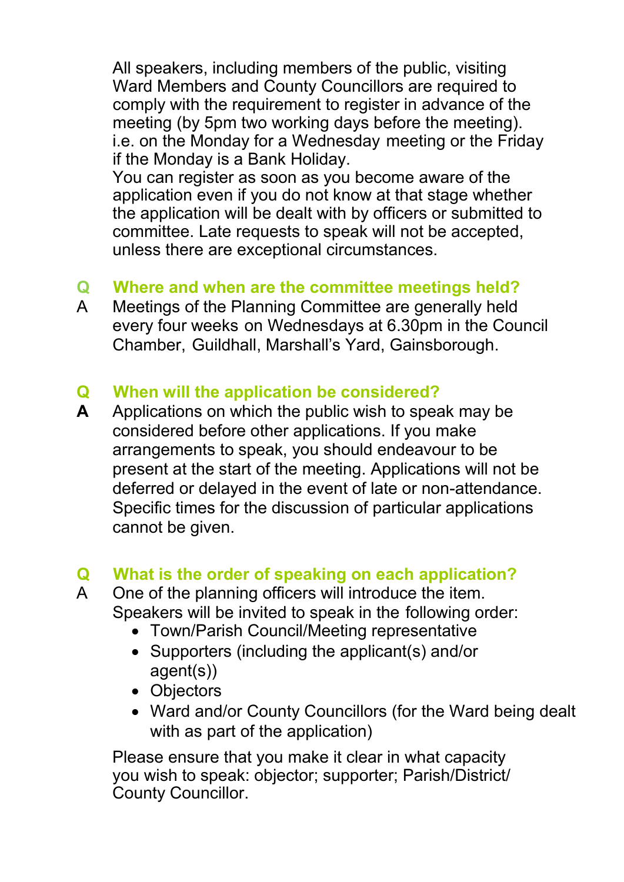All speakers, including members of the public, visiting Ward Members and County Councillors are required to comply with the requirement to register in advance of the meeting (by 5pm two working days before the meeting). i.e. on the Monday for a Wednesday meeting or the Friday if the Monday is a Bank Holiday.
You can register as soon as you become aware of the application even if you do not know at that stage whether the application will be dealt with by officers or submitted to committee. Late requests to speak will not be accepted, unless there are exceptional circumstances.

**Q Where and when are the committee meetings held?**

A Meetings of the Planning Committee are generally held every four weeks on Wednesdays at 6.30pm in the Council Chamber, Guildhall, Marshall's Yard, Gainsborough.

**Q When will the application be considered?**

**A** Applications on which the public wish to speak may be considered before other applications. If you make arrangements to speak, you should endeavour to be present at the start of the meeting. Applications will not be deferred or delayed in the event of late or non-attendance. Specific times for the discussion of particular applications cannot be given.

**Q What is the order of speaking on each application?**

A One of the planning officers will introduce the item. Speakers will be invited to speak in the following order:

- Town/Parish Council/Meeting representative
- Supporters (including the applicant(s) and/or agent(s))
- Objectors
- Ward and/or County Councillors (for the Ward being dealt with as part of the application)

Please ensure that you make it clear in what capacity you wish to speak: objector; supporter; Parish/District/County Councillor.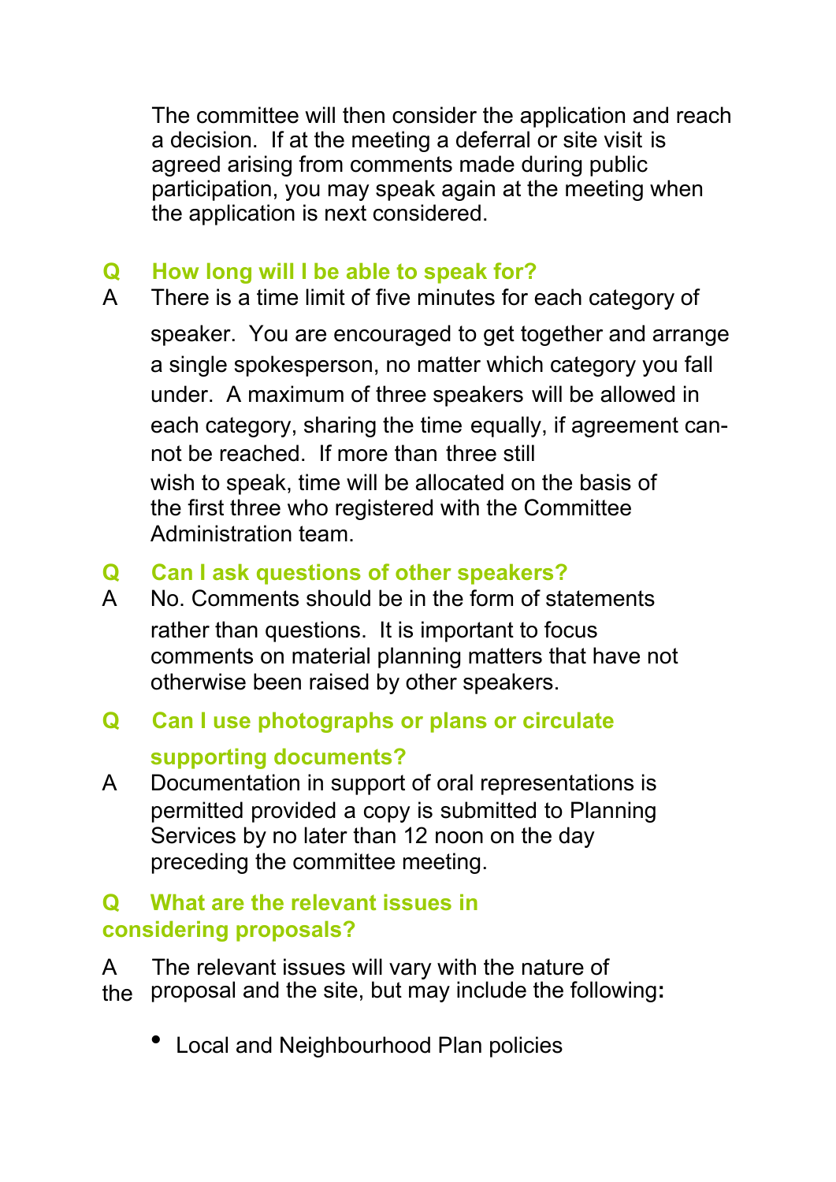The committee will then consider the application and reach a decision. If at the meeting a deferral or site visit is agreed arising from comments made during public participation, you may speak again at the meeting when the application is next considered.

**Q How long will I be able to speak for?**

A There is a time limit of five minutes for each category of speaker. You are encouraged to get together and arrange a single spokesperson, no matter which category you fall under. A maximum of three speakers will be allowed in each category, sharing the time equally, if agreement cannot be reached. If more than three still wish to speak, time will be allocated on the basis of the first three who registered with the Committee Administration team.

**Q Can I ask questions of other speakers?**

A No. Comments should be in the form of statements rather than questions. It is important to focus comments on material planning matters that have not otherwise been raised by other speakers.

**Q Can I use photographs or plans or circulate supporting documents?**

A Documentation in support of oral representations is permitted provided a copy is submitted to Planning Services by no later than 12 noon on the day preceding the committee meeting.

**Q What are the relevant issues in considering proposals?**

A The relevant issues will vary with the nature of the proposal and the site, but may include the following:

- Local and Neighbourhood Plan policies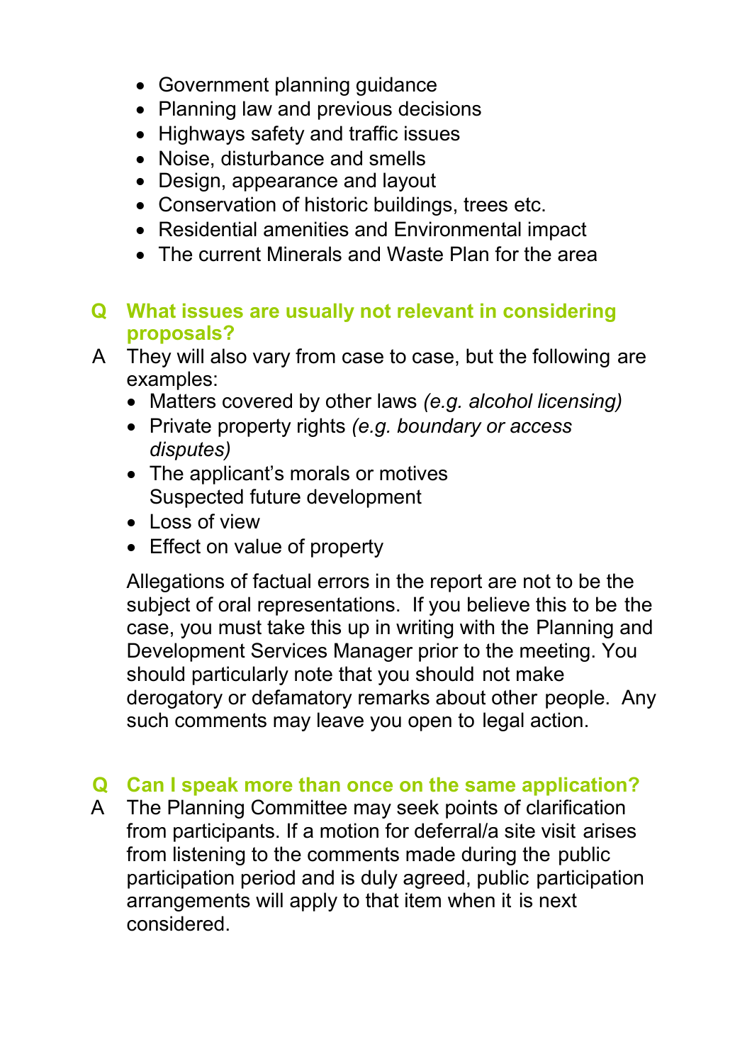- Government planning guidance
- Planning law and previous decisions
- Highways safety and traffic issues
- Noise, disturbance and smells
- Design, appearance and layout
- Conservation of historic buildings, trees etc.
- Residential amenities and Environmental impact
- The current Minerals and Waste Plan for the area

**Q What issues are usually not relevant in considering proposals?**

A They will also vary from case to case, but the following are examples:

- Matters covered by other laws *(e.g. alcohol licensing)*
- Private property rights *(e.g. boundary or access disputes)*
- The applicant's morals or motives
  Suspected future development
- Loss of view
- Effect on value of property

Allegations of factual errors in the report are not to be the subject of oral representations. If you believe this to be the case, you must take this up in writing with the Planning and Development Services Manager prior to the meeting. You should particularly note that you should not make derogatory or defamatory remarks about other people. Any such comments may leave you open to legal action.

**Q Can I speak more than once on the same application?**

A The Planning Committee may seek points of clarification from participants. If a motion for deferral/a site visit arises from listening to the comments made during the public participation period and is duly agreed, public participation arrangements will apply to that item when it is next considered.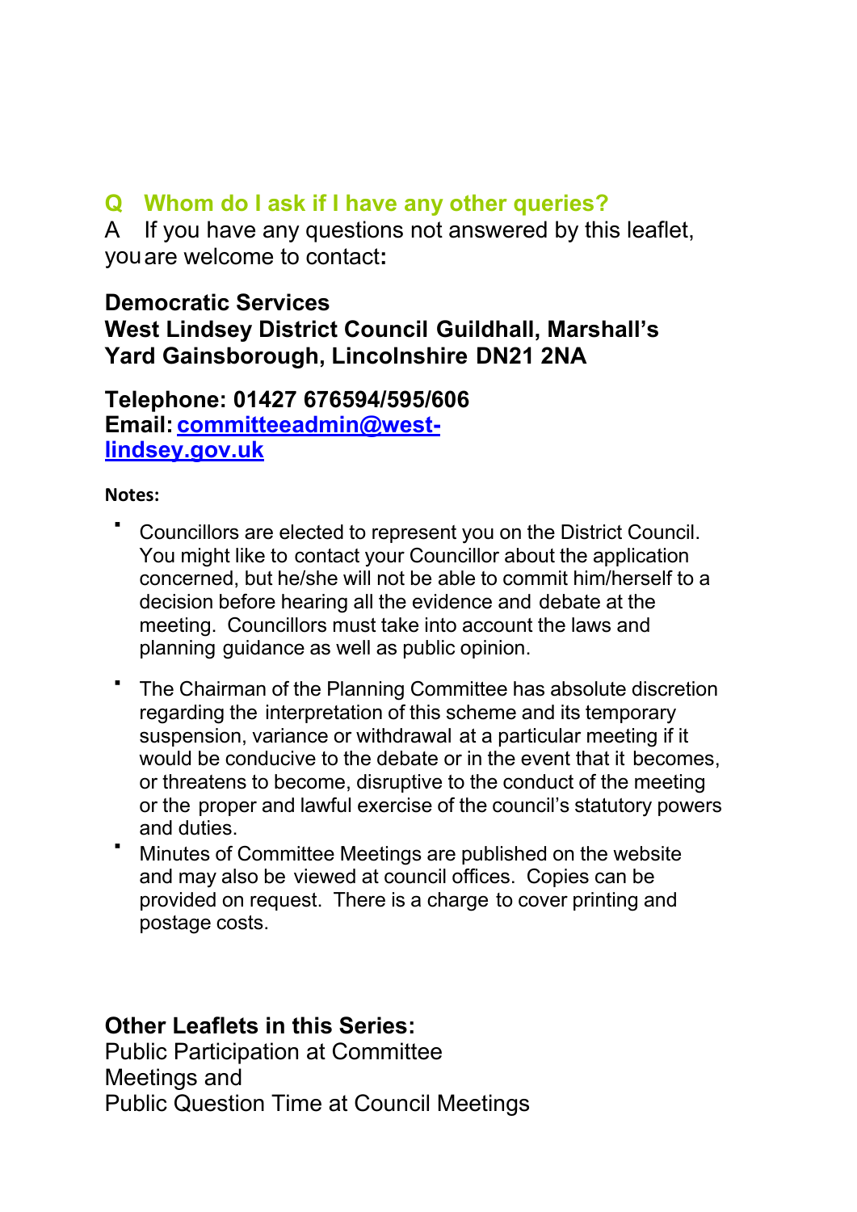### Q Whom do I ask if I have any other queries?

A If you have any questions not answered by this leaflet, you are welcome to contact:

**Democratic Services**
**West Lindsey District Council Guildhall, Marshall's Yard Gainsborough, Lincolnshire DN21 2NA**

**Telephone: 01427 676594/595/606**
**Email: [committeeadmin@west-lindsey.gov.uk](mailto:committeeadmin@west-lindsey.gov.uk)**

**Notes:**

- Councillors are elected to represent you on the District Council. You might like to contact your Councillor about the application concerned, but he/she will not be able to commit him/herself to a decision before hearing all the evidence and debate at the meeting. Councillors must take into account the laws and planning guidance as well as public opinion.
- The Chairman of the Planning Committee has absolute discretion regarding the interpretation of this scheme and its temporary suspension, variance or withdrawal at a particular meeting if it would be conducive to the debate or in the event that it becomes, or threatens to become, disruptive to the conduct of the meeting or the proper and lawful exercise of the council's statutory powers and duties.
- Minutes of Committee Meetings are published on the website and may also be viewed at council offices. Copies can be provided on request. There is a charge to cover printing and postage costs.

**Other Leaflets in this Series:**
Public Participation at Committee Meetings and
Public Question Time at Council Meetings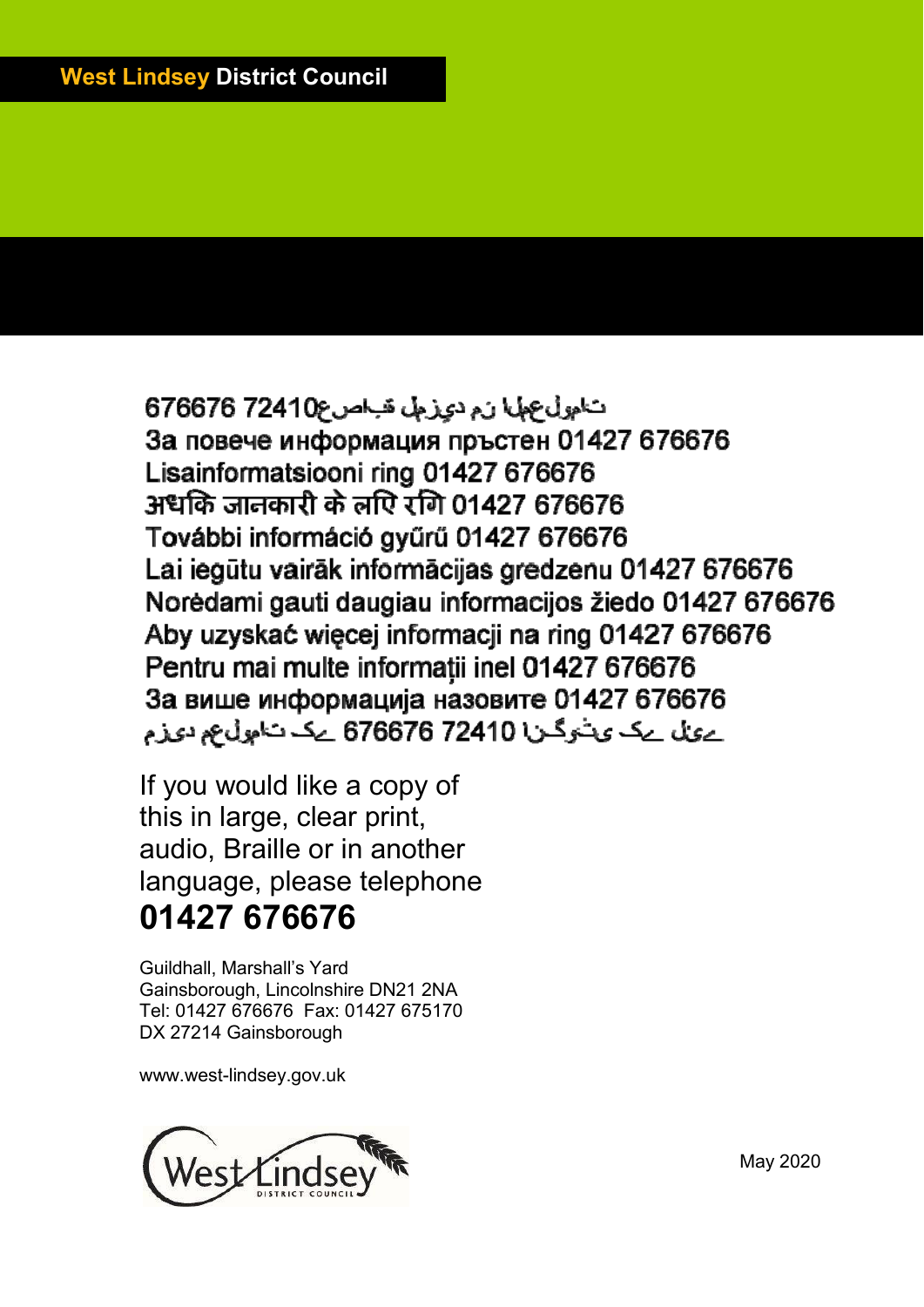**West Lindsey District Council**

تامولعملا نم ديزمل قباصع676676 72410

За повече информация пръстен 01427 676676

Lisainformatsiooni ring 01427 676676

अधिक जानकारी के लिए रिंग 01427 676676

További információ gyűrű 01427 676676

Lai iegūtu vairāk informācijas gredzenu 01427 676676

Norėdami gauti daugiau informacijos žiedo 01427 676676

Aby uzyskać więcej informacji na ring 01427 676676

Pentru mai multe informații inel 01427 676676

За више информација назовите 01427 676676

ےئل ےک یٹوگنا 676676 72410 ےک تامولعم دیزم

If you would like a copy of this in large, clear print, audio, Braille or in another language, please telephone

**01427 676676**

Guildhall, Marshall's Yard
Gainsborough, Lincolnshire DN21 2NA
Tel: 01427 676676 Fax: 01427 675170
DX 27214 Gainsborough

www.west-lindsey.gov.uk

West Lindsey
DISTRICT COUNCIL

May 2020